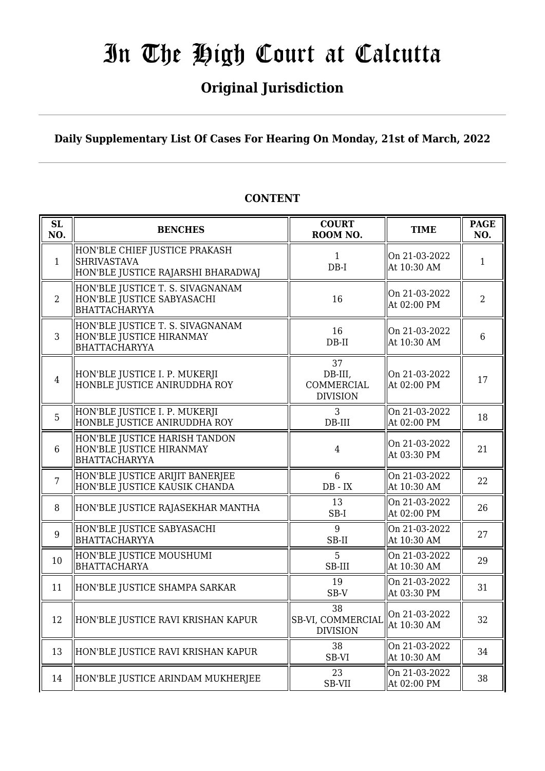# In The High Court at Calcutta

## Original Jurisdiction

**Daily Supplementary List Of Cases For Hearing On Monday, 21st of March, 2022**

**CONTENT**

| SL NO. | BENCHES | COURT ROOM NO. | TIME | PAGE NO. |
|---|---|---|---|---|
| 1 | HON'BLE CHIEF JUSTICE PRAKASH SHRIVASTAVA<br>HON'BLE JUSTICE RAJARSHI BHARADWAJ | 1<br>DB-I | On 21-03-2022<br>At 10:30 AM | 1 |
| 2 | HON'BLE JUSTICE T. S. SIVAGNANAM<br>HON'BLE JUSTICE SABYASACHI BHATTACHARYYA | 16 | On 21-03-2022<br>At 02:00 PM | 2 |
| 3 | HON'BLE JUSTICE T. S. SIVAGNANAM<br>HON'BLE JUSTICE HIRANMAY BHATTACHARYYA | 16<br>DB-II | On 21-03-2022<br>At 10:30 AM | 6 |
| 4 | HON'BLE JUSTICE I. P. MUKERJI<br>HONBLE JUSTICE ANIRUDDHA ROY | 37<br>DB-III,<br>COMMERCIAL DIVISION | On 21-03-2022<br>At 02:00 PM | 17 |
| 5 | HON'BLE JUSTICE I. P. MUKERJI<br>HONBLE JUSTICE ANIRUDDHA ROY | 3<br>DB-III | On 21-03-2022<br>At 02:00 PM | 18 |
| 6 | HON'BLE JUSTICE HARISH TANDON<br>HON'BLE JUSTICE HIRANMAY BHATTACHARYYA | 4 | On 21-03-2022<br>At 03:30 PM | 21 |
| 7 | HON'BLE JUSTICE ARIJIT BANERJEE<br>HON'BLE JUSTICE KAUSIK CHANDA | 6<br>DB - IX | On 21-03-2022<br>At 10:30 AM | 22 |
| 8 | HON'BLE JUSTICE RAJASEKHAR MANTHA | 13<br>SB-I | On 21-03-2022<br>At 02:00 PM | 26 |
| 9 | HON'BLE JUSTICE SABYASACHI BHATTACHARYYA | 9<br>SB-II | On 21-03-2022<br>At 10:30 AM | 27 |
| 10 | HON'BLE JUSTICE MOUSHUMI BHATTACHARYA | 5<br>SB-III | On 21-03-2022<br>At 10:30 AM | 29 |
| 11 | HON'BLE JUSTICE SHAMPA SARKAR | 19<br>SB-V | On 21-03-2022<br>At 03:30 PM | 31 |
| 12 | HON'BLE JUSTICE RAVI KRISHAN KAPUR | 38<br>SB-VI, COMMERCIAL DIVISION | On 21-03-2022<br>At 10:30 AM | 32 |
| 13 | HON'BLE JUSTICE RAVI KRISHAN KAPUR | 38<br>SB-VI | On 21-03-2022<br>At 10:30 AM | 34 |
| 14 | HON'BLE JUSTICE ARINDAM MUKHERJEE | 23<br>SB-VII | On 21-03-2022<br>At 02:00 PM | 38 |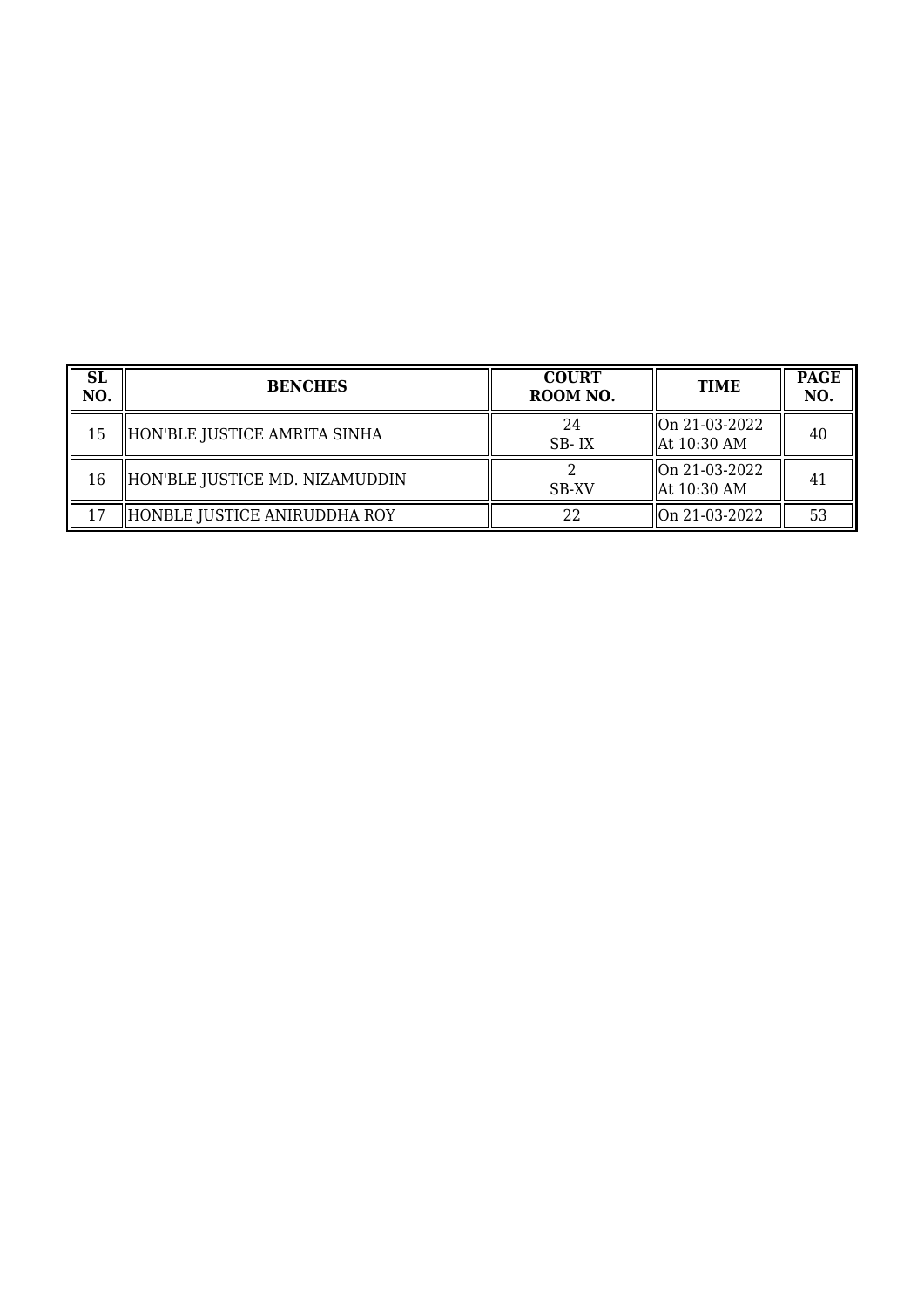| SL NO. | BENCHES | COURT ROOM NO. | TIME | PAGE NO. |
|---|---|---|---|---|
| 15 | HON'BLE JUSTICE AMRITA SINHA | 24 SB- IX | On 21-03-2022 At 10:30 AM | 40 |
| 16 | HON'BLE JUSTICE MD. NIZAMUDDIN | 2 SB-XV | On 21-03-2022 At 10:30 AM | 41 |
| 17 | HONBLE JUSTICE ANIRUDDHA ROY | 22 | On 21-03-2022 | 53 |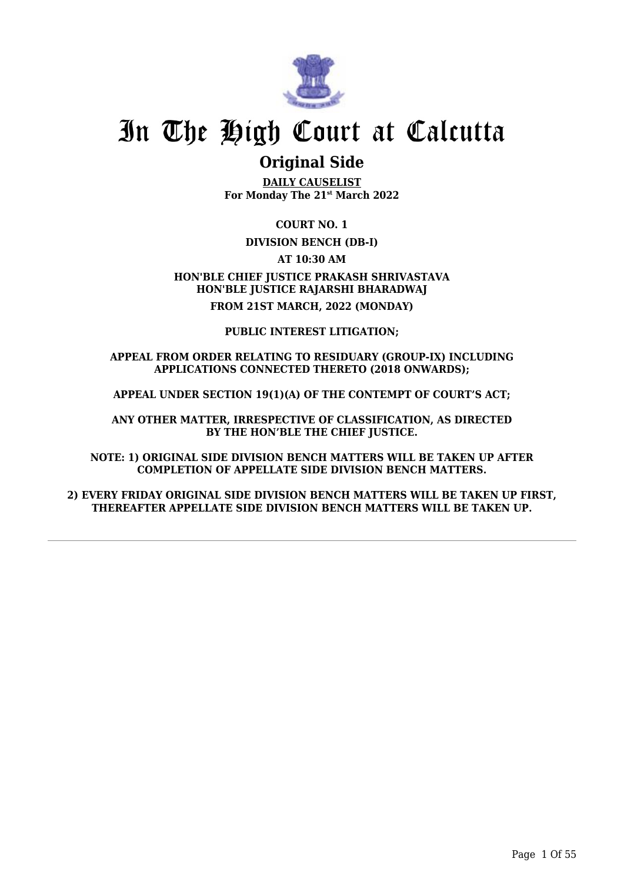# In The High Court at Calcutta

## Original Side

**DAILY CAUSELIST**
**For Monday The 21st March 2022**

**COURT NO. 1**

**DIVISION BENCH (DB-I)**

**AT 10:30 AM**

**HON'BLE CHIEF JUSTICE PRAKASH SHRIVASTAVA**
**HON'BLE JUSTICE RAJARSHI BHARADWAJ**

**FROM 21ST MARCH, 2022 (MONDAY)**

**PUBLIC INTEREST LITIGATION;**

**APPEAL FROM ORDER RELATING TO RESIDUARY (GROUP-IX) INCLUDING APPLICATIONS CONNECTED THERETO (2018 ONWARDS);**

**APPEAL UNDER SECTION 19(1)(A) OF THE CONTEMPT OF COURT'S ACT;**

**ANY OTHER MATTER, IRRESPECTIVE OF CLASSIFICATION, AS DIRECTED BY THE HON'BLE THE CHIEF JUSTICE.**

**NOTE: 1) ORIGINAL SIDE DIVISION BENCH MATTERS WILL BE TAKEN UP AFTER COMPLETION OF APPELLATE SIDE DIVISION BENCH MATTERS.**

**2) EVERY FRIDAY ORIGINAL SIDE DIVISION BENCH MATTERS WILL BE TAKEN UP FIRST, THEREAFTER APPELLATE SIDE DIVISION BENCH MATTERS WILL BE TAKEN UP.**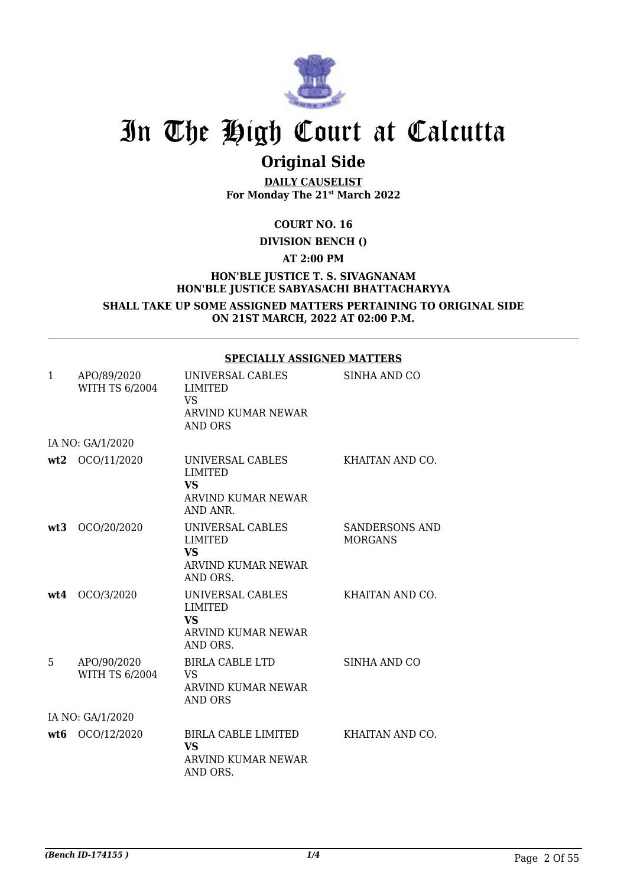# In The High Court at Calcutta

## Original Side

**DAILY CAUSELIST**
**For Monday The 21st March 2022**

**COURT NO. 16**

**DIVISION BENCH ()**

**AT 2:00 PM**

**HON'BLE JUSTICE T. S. SIVAGNANAM**
**HON'BLE JUSTICE SABYASACHI BHATTACHARYYA**

**SHALL TAKE UP SOME ASSIGNED MATTERS PERTAINING TO ORIGINAL SIDE ON 21ST MARCH, 2022 AT 02:00 P.M.**

**SPECIALLY ASSIGNED MATTERS**

| | | | |
|---|---|---|---|
| 1 | APO/89/2020 WITH TS 6/2004 | UNIVERSAL CABLES LIMITED VS ARVIND KUMAR NEWAR AND ORS | SINHA AND CO |
| | IA NO: GA/1/2020 | | |
| **wt2** | OCO/11/2020 | UNIVERSAL CABLES LIMITED **VS** ARVIND KUMAR NEWAR AND ANR. | KHAITAN AND CO. |
| **wt3** | OCO/20/2020 | UNIVERSAL CABLES LIMITED **VS** ARVIND KUMAR NEWAR AND ORS. | SANDERSONS AND MORGANS |
| **wt4** | OCO/3/2020 | UNIVERSAL CABLES LIMITED **VS** ARVIND KUMAR NEWAR AND ORS. | KHAITAN AND CO. |
| 5 | APO/90/2020 WITH TS 6/2004 | BIRLA CABLE LTD VS ARVIND KUMAR NEWAR AND ORS | SINHA AND CO |
| | IA NO: GA/1/2020 | | |
| **wt6** | OCO/12/2020 | BIRLA CABLE LIMITED **VS** ARVIND KUMAR NEWAR AND ORS. | KHAITAN AND CO. |

*(Bench ID-174155 )*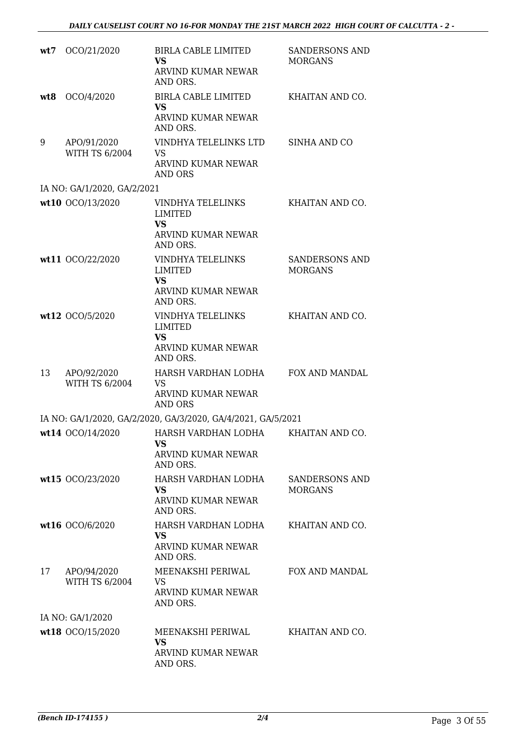| | | | |
|---|---|---|---|
| **wt7** | OCO/21/2020 | BIRLA CABLE LIMITED<br>**VS**<br>ARVIND KUMAR NEWAR AND ORS. | SANDERSONS AND MORGANS |
| **wt8** | OCO/4/2020 | BIRLA CABLE LIMITED<br>**VS**<br>ARVIND KUMAR NEWAR AND ORS. | KHAITAN AND CO. |
| 9 | APO/91/2020<br>WITH TS 6/2004 | VINDHYA TELELINKS LTD<br>VS<br>ARVIND KUMAR NEWAR AND ORS | SINHA AND CO |
| IA NO: GA/1/2020, GA/2/2021 | | | |
| **wt10** | OCO/13/2020 | VINDHYA TELELINKS LIMITED<br>**VS**<br>ARVIND KUMAR NEWAR AND ORS. | KHAITAN AND CO. |
| **wt11** | OCO/22/2020 | VINDHYA TELELINKS LIMITED<br>**VS**<br>ARVIND KUMAR NEWAR AND ORS. | SANDERSONS AND MORGANS |
| **wt12** | OCO/5/2020 | VINDHYA TELELINKS LIMITED<br>**VS**<br>ARVIND KUMAR NEWAR AND ORS. | KHAITAN AND CO. |
| 13 | APO/92/2020<br>WITH TS 6/2004 | HARSH VARDHAN LODHA<br>VS<br>ARVIND KUMAR NEWAR AND ORS | FOX AND MANDAL |
| IA NO: GA/1/2020, GA/2/2020, GA/3/2020, GA/4/2021, GA/5/2021 | | | |
| **wt14** | OCO/14/2020 | HARSH VARDHAN LODHA<br>**VS**<br>ARVIND KUMAR NEWAR AND ORS. | KHAITAN AND CO. |
| **wt15** | OCO/23/2020 | HARSH VARDHAN LODHA<br>**VS**<br>ARVIND KUMAR NEWAR AND ORS. | SANDERSONS AND MORGANS |
| **wt16** | OCO/6/2020 | HARSH VARDHAN LODHA<br>**VS**<br>ARVIND KUMAR NEWAR AND ORS. | KHAITAN AND CO. |
| 17 | APO/94/2020<br>WITH TS 6/2004 | MEENAKSHI PERIWAL<br>VS<br>ARVIND KUMAR NEWAR AND ORS. | FOX AND MANDAL |
| IA NO: GA/1/2020 | | | |
| **wt18** | OCO/15/2020 | MEENAKSHI PERIWAL<br>**VS**<br>ARVIND KUMAR NEWAR AND ORS. | KHAITAN AND CO. |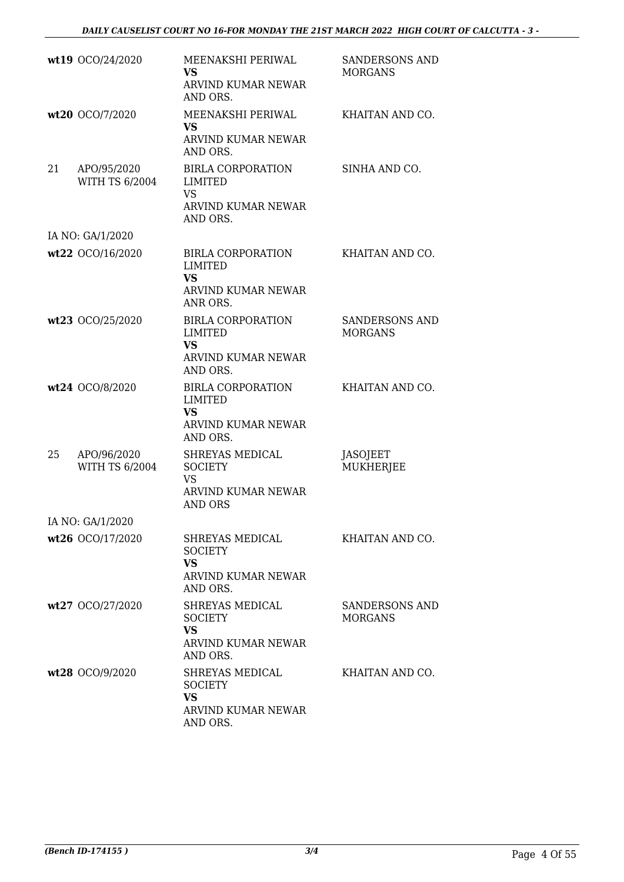| | | | |
|---|---|---|---|
| **wt19** | OCO/24/2020 | MEENAKSHI PERIWAL<br>**VS**<br>ARVIND KUMAR NEWAR AND ORS. | SANDERSONS AND MORGANS |
| **wt20** | OCO/7/2020 | MEENAKSHI PERIWAL<br>**VS**<br>ARVIND KUMAR NEWAR AND ORS. | KHAITAN AND CO. |
| 21 | APO/95/2020<br>WITH TS 6/2004 | BIRLA CORPORATION LIMITED<br>VS<br>ARVIND KUMAR NEWAR AND ORS. | SINHA AND CO. |
| IA NO: GA/1/2020 | | | |
| **wt22** | OCO/16/2020 | BIRLA CORPORATION LIMITED<br>**VS**<br>ARVIND KUMAR NEWAR ANR ORS. | KHAITAN AND CO. |
| **wt23** | OCO/25/2020 | BIRLA CORPORATION LIMITED<br>**VS**<br>ARVIND KUMAR NEWAR AND ORS. | SANDERSONS AND MORGANS |
| **wt24** | OCO/8/2020 | BIRLA CORPORATION LIMITED<br>**VS**<br>ARVIND KUMAR NEWAR AND ORS. | KHAITAN AND CO. |
| 25 | APO/96/2020<br>WITH TS 6/2004 | SHREYAS MEDICAL SOCIETY<br>VS<br>ARVIND KUMAR NEWAR AND ORS | JASOJEET MUKHERJEE |
| IA NO: GA/1/2020 | | | |
| **wt26** | OCO/17/2020 | SHREYAS MEDICAL SOCIETY<br>**VS**<br>ARVIND KUMAR NEWAR AND ORS. | KHAITAN AND CO. |
| **wt27** | OCO/27/2020 | SHREYAS MEDICAL SOCIETY<br>**VS**<br>ARVIND KUMAR NEWAR AND ORS. | SANDERSONS AND MORGANS |
| **wt28** | OCO/9/2020 | SHREYAS MEDICAL SOCIETY<br>**VS**<br>ARVIND KUMAR NEWAR AND ORS. | KHAITAN AND CO. |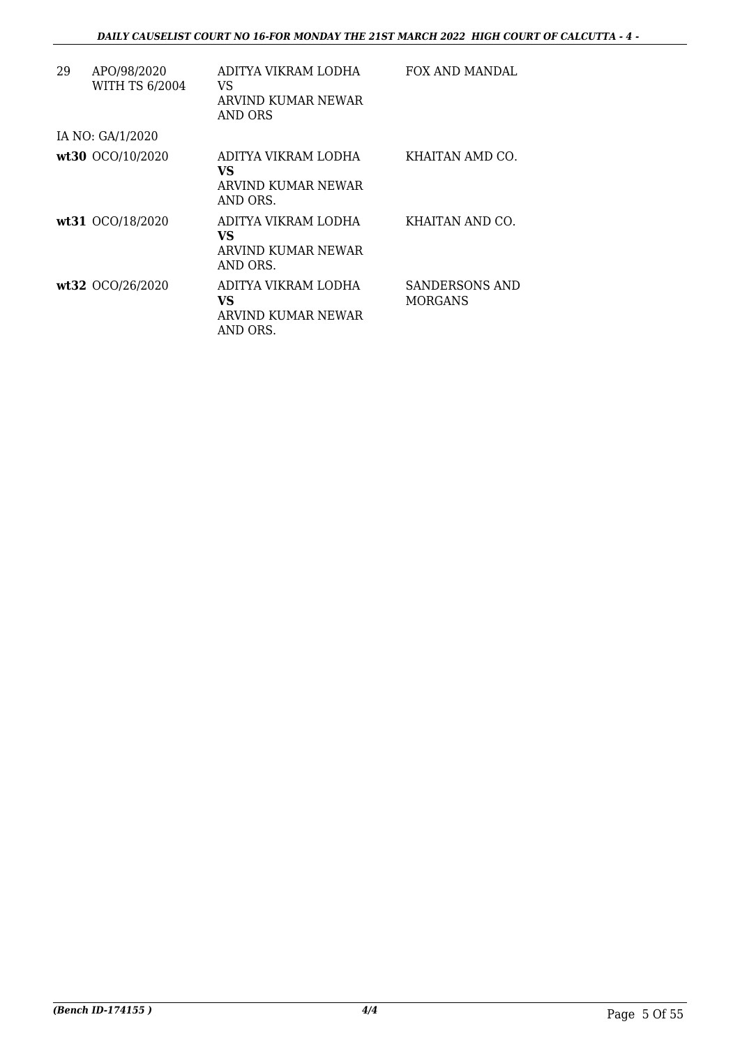| | | | |
|---|---|---|---|
| 29 | APO/98/2020 WITH TS 6/2004 | ADITYA VIKRAM LODHA VS ARVIND KUMAR NEWAR AND ORS | FOX AND MANDAL |
| | IA NO: GA/1/2020 | | |
| **wt30** | OCO/10/2020 | ADITYA VIKRAM LODHA **VS** ARVIND KUMAR NEWAR AND ORS. | KHAITAN AMD CO. |
| **wt31** | OCO/18/2020 | ADITYA VIKRAM LODHA **VS** ARVIND KUMAR NEWAR AND ORS. | KHAITAN AND CO. |
| **wt32** | OCO/26/2020 | ADITYA VIKRAM LODHA **VS** ARVIND KUMAR NEWAR AND ORS. | SANDERSONS AND MORGANS |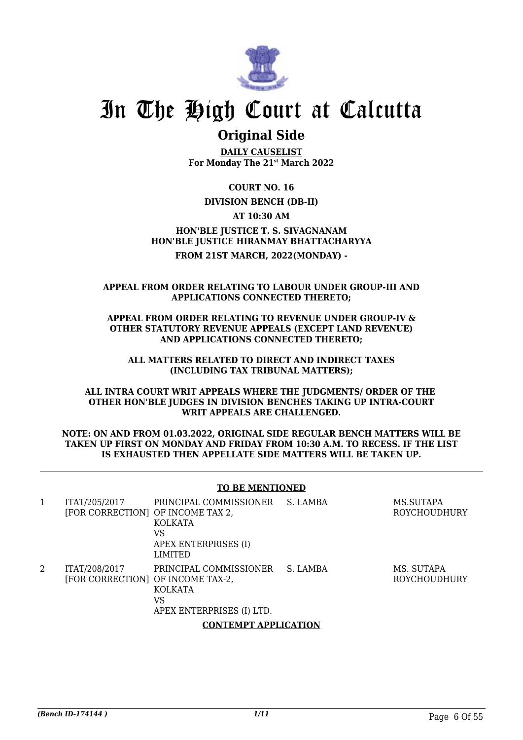# In The High Court at Calcutta

## Original Side

**DAILY CAUSELIST**
**For Monday The 21st March 2022**

**COURT NO. 16**

**DIVISION BENCH (DB-II)**

**AT 10:30 AM**

**HON'BLE JUSTICE T. S. SIVAGNANAM**
**HON'BLE JUSTICE HIRANMAY BHATTACHARYYA**

**FROM 21ST MARCH, 2022(MONDAY) -**

**APPEAL FROM ORDER RELATING TO LABOUR UNDER GROUP-III AND APPLICATIONS CONNECTED THERETO;**

**APPEAL FROM ORDER RELATING TO REVENUE UNDER GROUP-IV & OTHER STATUTORY REVENUE APPEALS (EXCEPT LAND REVENUE) AND APPLICATIONS CONNECTED THERETO;**

**ALL MATTERS RELATED TO DIRECT AND INDIRECT TAXES (INCLUDING TAX TRIBUNAL MATTERS);**

**ALL INTRA COURT WRIT APPEALS WHERE THE JUDGMENTS/ ORDER OF THE OTHER HON'BLE JUDGES IN DIVISION BENCHES TAKING UP INTRA-COURT WRIT APPEALS ARE CHALLENGED.**

**NOTE: ON AND FROM 01.03.2022, ORIGINAL SIDE REGULAR BENCH MATTERS WILL BE TAKEN UP FIRST ON MONDAY AND FRIDAY FROM 10:30 A.M. TO RECESS. IF THE LIST IS EXHAUSTED THEN APPELLATE SIDE MATTERS WILL BE TAKEN UP.**

**TO BE MENTIONED**

| | | | | |
|---|---|---|---|---|
| 1 | ITAT/205/2017 [FOR CORRECTION] | PRINCIPAL COMMISSIONER OF INCOME TAX 2, KOLKATA VS APEX ENTERPRISES (I) LIMITED | S. LAMBA | MS.SUTAPA ROYCHOUDHURY |
| 2 | ITAT/208/2017 [FOR CORRECTION] | PRINCIPAL COMMISSIONER OF INCOME TAX-2, KOLKATA VS APEX ENTERPRISES (I) LTD. | S. LAMBA | MS. SUTAPA ROYCHOUDHURY |

**CONTEMPT APPLICATION**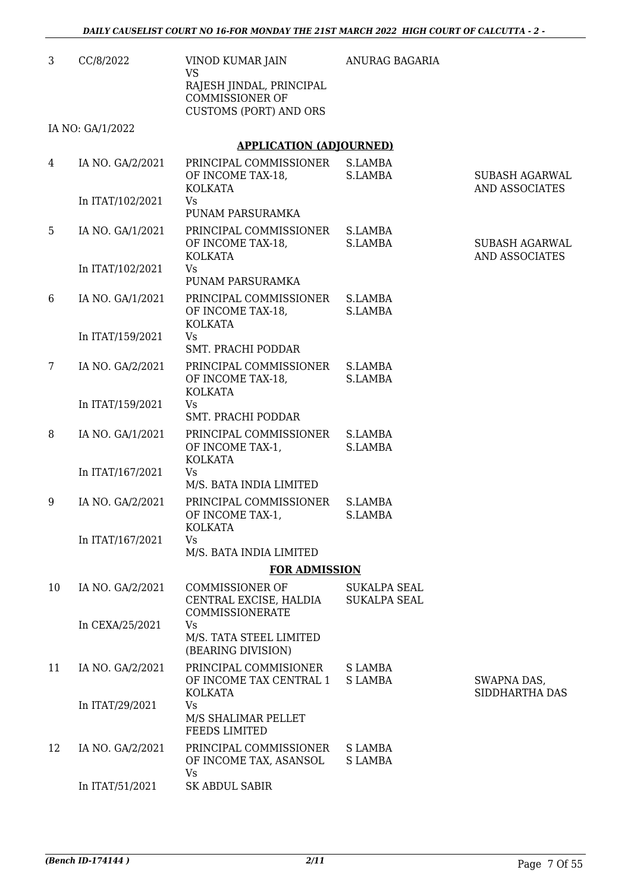| | | | | |
|---|---|---|---|---|
| 3 | CC/8/2022 | VINOD KUMAR JAIN<br>VS<br>RAJESH JINDAL, PRINCIPAL COMMISSIONER OF CUSTOMS (PORT) AND ORS | ANURAG BAGARIA | |
| | IA NO: GA/1/2022 | | | |

**APPLICATION (ADJOURNED)**

| | | | | |
|---|---|---|---|---|
| 4 | IA NO. GA/2/2021<br>In ITAT/102/2021 | PRINCIPAL COMMISSIONER OF INCOME TAX-18, KOLKATA<br>Vs<br>PUNAM PARSURAMKA | S.LAMBA<br>S.LAMBA | SUBASH AGARWAL AND ASSOCIATES |
| 5 | IA NO. GA/1/2021<br>In ITAT/102/2021 | PRINCIPAL COMMISSIONER OF INCOME TAX-18, KOLKATA<br>Vs<br>PUNAM PARSURAMKA | S.LAMBA<br>S.LAMBA | SUBASH AGARWAL AND ASSOCIATES |
| 6 | IA NO. GA/1/2021<br>In ITAT/159/2021 | PRINCIPAL COMMISSIONER OF INCOME TAX-18, KOLKATA<br>Vs<br>SMT. PRACHI PODDAR | S.LAMBA<br>S.LAMBA | |
| 7 | IA NO. GA/2/2021<br>In ITAT/159/2021 | PRINCIPAL COMMISSIONER OF INCOME TAX-18, KOLKATA<br>Vs<br>SMT. PRACHI PODDAR | S.LAMBA<br>S.LAMBA | |
| 8 | IA NO. GA/1/2021<br>In ITAT/167/2021 | PRINCIPAL COMMISSIONER OF INCOME TAX-1, KOLKATA<br>Vs<br>M/S. BATA INDIA LIMITED | S.LAMBA<br>S.LAMBA | |
| 9 | IA NO. GA/2/2021<br>In ITAT/167/2021 | PRINCIPAL COMMISSIONER OF INCOME TAX-1, KOLKATA<br>Vs<br>M/S. BATA INDIA LIMITED | S.LAMBA<br>S.LAMBA | |

**FOR ADMISSION**

| | | | | |
|---|---|---|---|---|
| 10 | IA NO. GA/2/2021<br>In CEXA/25/2021 | COMMISSIONER OF CENTRAL EXCISE, HALDIA COMMISSIONERATE<br>Vs<br>M/S. TATA STEEL LIMITED (BEARING DIVISION) | SUKALPA SEAL<br>SUKALPA SEAL | |
| 11 | IA NO. GA/2/2021<br>In ITAT/29/2021 | PRINCIPAL COMMISIONER OF INCOME TAX CENTRAL 1 KOLKATA<br>Vs<br>M/S SHALIMAR PELLET FEEDS LIMITED | S LAMBA<br>S LAMBA | SWAPNA DAS, SIDDHARTHA DAS |
| 12 | IA NO. GA/2/2021<br>In ITAT/51/2021 | PRINCIPAL COMMISSIONER OF INCOME TAX, ASANSOL<br>Vs<br>SK ABDUL SABIR | S LAMBA<br>S LAMBA | |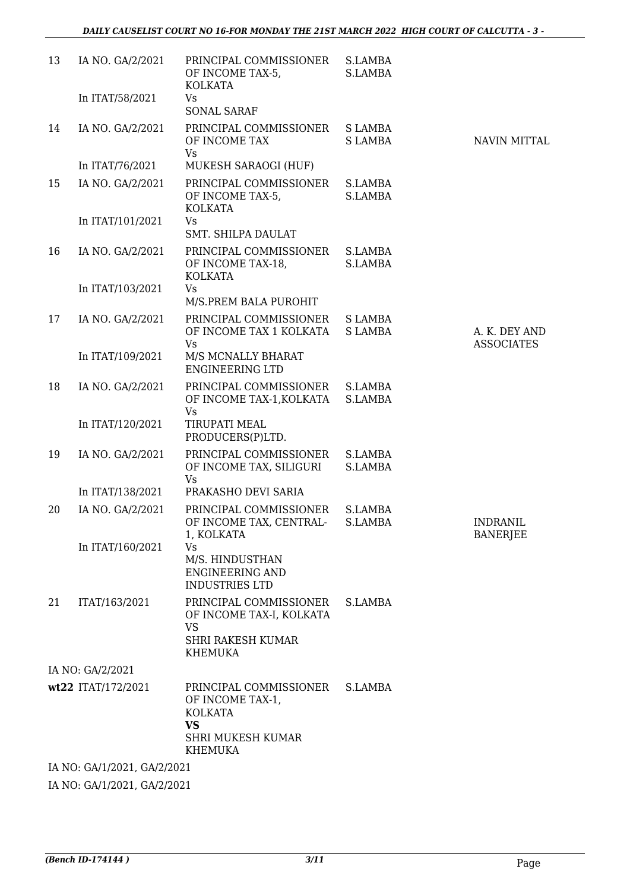| | | | | |
|---|---|---|---|---|
| 13 | IA NO. GA/2/2021<br><br>In ITAT/58/2021 | PRINCIPAL COMMISSIONER OF INCOME TAX-5, KOLKATA<br>Vs<br>SONAL SARAF | S.LAMBA<br>S.LAMBA | |
| 14 | IA NO. GA/2/2021<br><br>In ITAT/76/2021 | PRINCIPAL COMMISSIONER OF INCOME TAX<br>Vs<br>MUKESH SARAOGI (HUF) | S LAMBA<br>S LAMBA | NAVIN MITTAL |
| 15 | IA NO. GA/2/2021<br><br>In ITAT/101/2021 | PRINCIPAL COMMISSIONER OF INCOME TAX-5, KOLKATA<br>Vs<br>SMT. SHILPA DAULAT | S.LAMBA<br>S.LAMBA | |
| 16 | IA NO. GA/2/2021<br><br>In ITAT/103/2021 | PRINCIPAL COMMISSIONER OF INCOME TAX-18, KOLKATA<br>Vs<br>M/S.PREM BALA PUROHIT | S.LAMBA<br>S.LAMBA | |
| 17 | IA NO. GA/2/2021<br><br>In ITAT/109/2021 | PRINCIPAL COMMISSIONER OF INCOME TAX 1 KOLKATA<br>Vs<br>M/S MCNALLY BHARAT ENGINEERING LTD | S LAMBA<br>S LAMBA | A. K. DEY AND ASSOCIATES |
| 18 | IA NO. GA/2/2021<br><br>In ITAT/120/2021 | PRINCIPAL COMMISSIONER OF INCOME TAX-1,KOLKATA<br>Vs<br>TIRUPATI MEAL PRODUCERS(P)LTD. | S.LAMBA<br>S.LAMBA | |
| 19 | IA NO. GA/2/2021<br><br>In ITAT/138/2021 | PRINCIPAL COMMISSIONER OF INCOME TAX, SILIGURI<br>Vs<br>PRAKASHO DEVI SARIA | S.LAMBA<br>S.LAMBA | |
| 20 | IA NO. GA/2/2021<br><br>In ITAT/160/2021 | PRINCIPAL COMMISSIONER OF INCOME TAX, CENTRAL-1, KOLKATA<br>Vs<br>M/S. HINDUSTHAN ENGINEERING AND INDUSTRIES LTD | S.LAMBA<br>S.LAMBA | INDRANIL BANERJEE |
| 21 | ITAT/163/2021 | PRINCIPAL COMMISSIONER OF INCOME TAX-I, KOLKATA<br>VS<br>SHRI RAKESH KUMAR KHEMUKA | S.LAMBA | |

IA NO: GA/2/2021

| | | | | |
|---|---|---|---|---|
| **wt22** | ITAT/172/2021 | PRINCIPAL COMMISSIONER OF INCOME TAX-1, KOLKATA<br>**VS**<br>SHRI MUKESH KUMAR KHEMUKA | S.LAMBA | |

IA NO: GA/1/2021, GA/2/2021

IA NO: GA/1/2021, GA/2/2021